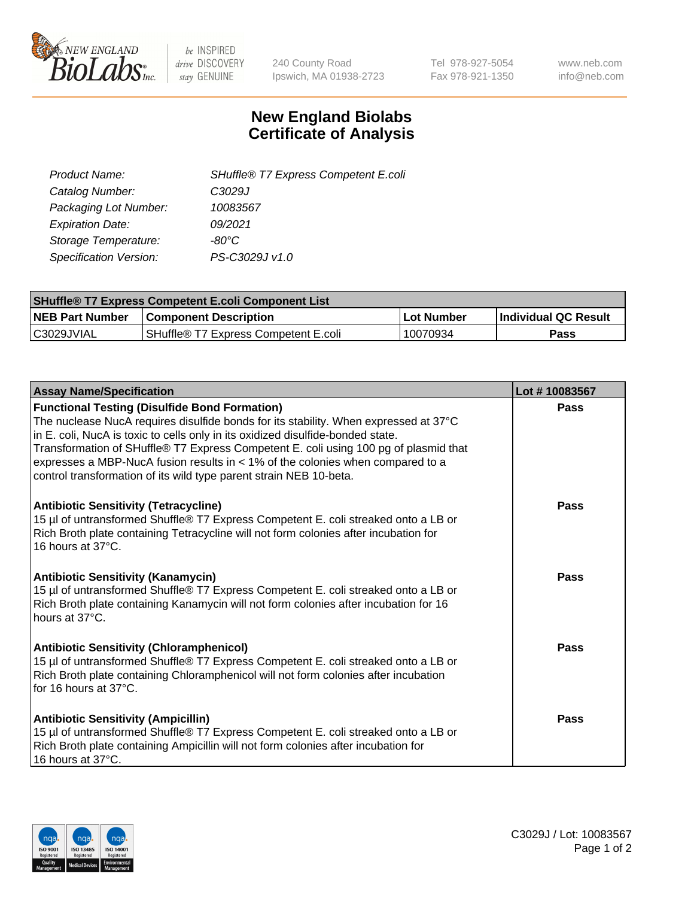240 County Road
Ipswich, MA 01938-2723

Tel 978-927-5054
Fax 978-921-1350

www.neb.com
info@neb.com

# New England Biolabs
# Certificate of Analysis

| | |
|---|---|
| *Product Name:* | *SHuffle® T7 Express Competent E.coli* |
| *Catalog Number:* | *C3029J* |
| *Packaging Lot Number:* | *10083567* |
| *Expiration Date:* | *09/2021* |
| *Storage Temperature:* | *-80°C* |
| *Specification Version:* | *PS-C3029J v1.0* |

| SHuffle® T7 Express Competent E.coli Component List | | | |
|---|---|---|---|
| **NEB Part Number** | **Component Description** | **Lot Number** | **Individual QC Result** |
| C3029JVIAL | SHuffle® T7 Express Competent E.coli | 10070934 | **Pass** |

| Assay Name/Specification | Lot # 10083567 |
|---|---|
| **Functional Testing (Disulfide Bond Formation)** The nuclease NucA requires disulfide bonds for its stability. When expressed at 37°C in E. coli, NucA is toxic to cells only in its oxidized disulfide-bonded state. Transformation of SHuffle® T7 Express Competent E. coli using 100 pg of plasmid that expresses a MBP-NucA fusion results in < 1% of the colonies when compared to a control transformation of its wild type parent strain NEB 10-beta. | **Pass** |
| **Antibiotic Sensitivity (Tetracycline)** 15 µl of untransformed Shuffle® T7 Express Competent E. coli streaked onto a LB or Rich Broth plate containing Tetracycline will not form colonies after incubation for 16 hours at 37°C. | **Pass** |
| **Antibiotic Sensitivity (Kanamycin)** 15 µl of untransformed Shuffle® T7 Express Competent E. coli streaked onto a LB or Rich Broth plate containing Kanamycin will not form colonies after incubation for 16 hours at 37°C. | **Pass** |
| **Antibiotic Sensitivity (Chloramphenicol)** 15 µl of untransformed Shuffle® T7 Express Competent E. coli streaked onto a LB or Rich Broth plate containing Chloramphenicol will not form colonies after incubation for 16 hours at 37°C. | **Pass** |
| **Antibiotic Sensitivity (Ampicillin)** 15 µl of untransformed Shuffle® T7 Express Competent E. coli streaked onto a LB or Rich Broth plate containing Ampicillin will not form colonies after incubation for 16 hours at 37°C. | **Pass** |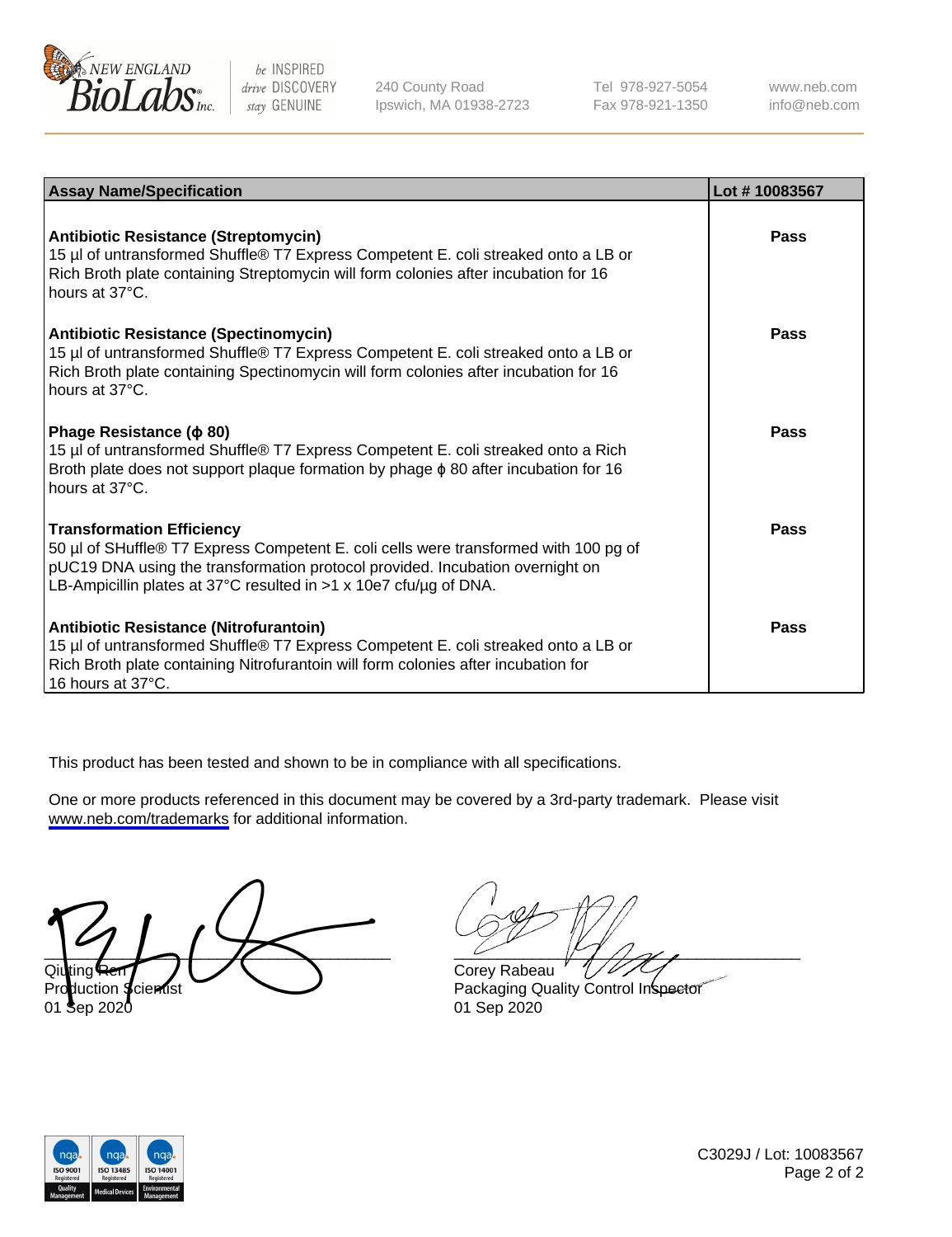| Assay Name/Specification | Lot # 10083567 |
|---|---|
| **Antibiotic Resistance (Streptomycin)**<br>15 µl of untransformed Shuffle® T7 Express Competent E. coli streaked onto a LB or Rich Broth plate containing Streptomycin will form colonies after incubation for 16 hours at 37°C. | **Pass** |
| **Antibiotic Resistance (Spectinomycin)**<br>15 µl of untransformed Shuffle® T7 Express Competent E. coli streaked onto a LB or Rich Broth plate containing Spectinomycin will form colonies after incubation for 16 hours at 37°C. | **Pass** |
| **Phage Resistance (ϕ 80)**<br>15 µl of untransformed Shuffle® T7 Express Competent E. coli streaked onto a Rich Broth plate does not support plaque formation by phage ϕ 80 after incubation for 16 hours at 37°C. | **Pass** |
| **Transformation Efficiency**<br>50 µl of SHuffle® T7 Express Competent E. coli cells were transformed with 100 pg of pUC19 DNA using the transformation protocol provided. Incubation overnight on LB-Ampicillin plates at 37°C resulted in >1 x 10e7 cfu/µg of DNA. | **Pass** |
| **Antibiotic Resistance (Nitrofurantoin)**<br>15 µl of untransformed Shuffle® T7 Express Competent E. coli streaked onto a LB or Rich Broth plate containing Nitrofurantoin will form colonies after incubation for 16 hours at 37°C. | **Pass** |

This product has been tested and shown to be in compliance with all specifications.

One or more products referenced in this document may be covered by a 3rd-party trademark. Please visit www.neb.com/trademarks for additional information.

Qiuting Ren
Production Scientist
01 Sep 2020

Corey Rabeau
Packaging Quality Control Inspector
01 Sep 2020

C3029J / Lot: 10083567